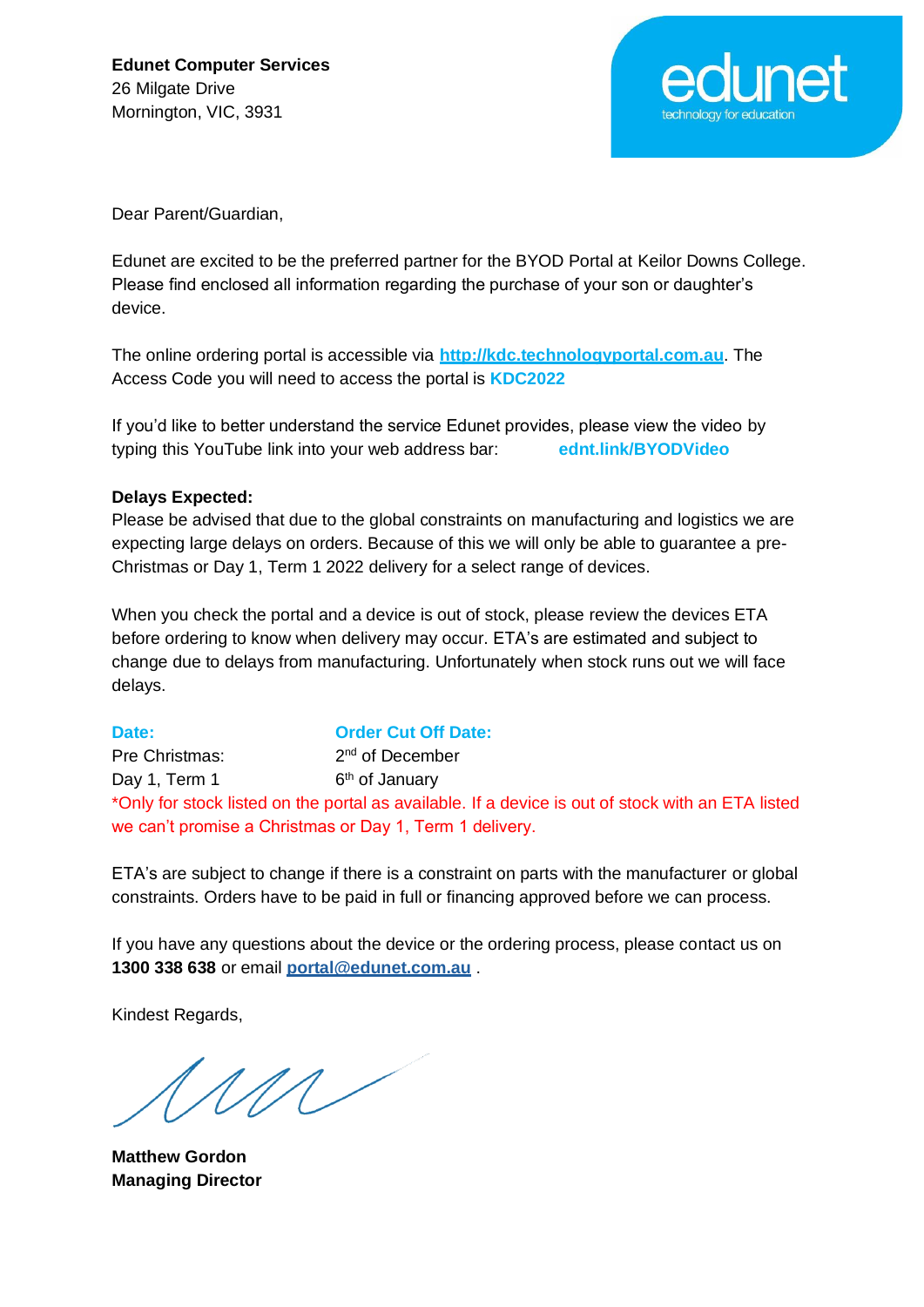**Edunet Computer Services**
26 Milgate Drive
Mornington, VIC, 3931

edunet
technology for education

Dear Parent/Guardian,

Edunet are excited to be the preferred partner for the BYOD Portal at Keilor Downs College. Please find enclosed all information regarding the purchase of your son or daughter's device.

The online ordering portal is accessible via **http://kdc.technologyportal.com.au**. The Access Code you will need to access the portal is **KDC2022**

If you'd like to better understand the service Edunet provides, please view the video by typing this YouTube link into your web address bar: **ednt.link/BYODVideo**

**Delays Expected:**
Please be advised that due to the global constraints on manufacturing and logistics we are expecting large delays on orders. Because of this we will only be able to guarantee a pre-Christmas or Day 1, Term 1 2022 delivery for a select range of devices.

When you check the portal and a device is out of stock, please review the devices ETA before ordering to know when delivery may occur. ETA's are estimated and subject to change due to delays from manufacturing. Unfortunately when stock runs out we will face delays.

| **Date:** | **Order Cut Off Date:** |
| --- | --- |
| Pre Christmas: | 2nd of December |
| Day 1, Term 1 | 6th of January |

*Only for stock listed on the portal as available. If a device is out of stock with an ETA listed we can't promise a Christmas or Day 1, Term 1 delivery.

ETA's are subject to change if there is a constraint on parts with the manufacturer or global constraints. Orders have to be paid in full or financing approved before we can process.

If you have any questions about the device or the ordering process, please contact us on **1300 338 638** or email **portal@edunet.com.au** .

Kindest Regards,

**Matthew Gordon**
**Managing Director**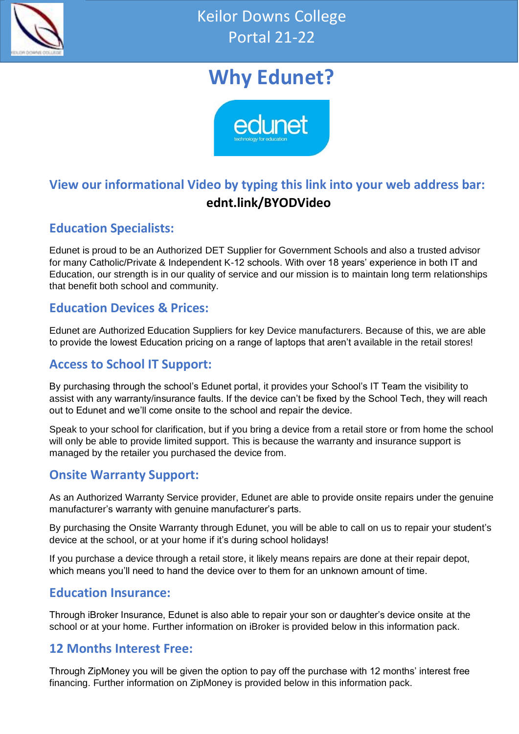# Why Edunet?

edunet
technology for education

### View our informational Video by typing this link into your web address bar:

**ednt.link/BYODVideo**

## Education Specialists:

Edunet is proud to be an Authorized DET Supplier for Government Schools and also a trusted advisor for many Catholic/Private & Independent K-12 schools. With over 18 years' experience in both IT and Education, our strength is in our quality of service and our mission is to maintain long term relationships that benefit both school and community.

## Education Devices & Prices:

Edunet are Authorized Education Suppliers for key Device manufacturers. Because of this, we are able to provide the lowest Education pricing on a range of laptops that aren't available in the retail stores!

## Access to School IT Support:

By purchasing through the school's Edunet portal, it provides your School's IT Team the visibility to assist with any warranty/insurance faults. If the device can't be fixed by the School Tech, they will reach out to Edunet and we'll come onsite to the school and repair the device.

Speak to your school for clarification, but if you bring a device from a retail store or from home the school will only be able to provide limited support. This is because the warranty and insurance support is managed by the retailer you purchased the device from.

## Onsite Warranty Support:

As an Authorized Warranty Service provider, Edunet are able to provide onsite repairs under the genuine manufacturer's warranty with genuine manufacturer's parts.

By purchasing the Onsite Warranty through Edunet, you will be able to call on us to repair your student's device at the school, or at your home if it's during school holidays!

If you purchase a device through a retail store, it likely means repairs are done at their repair depot, which means you'll need to hand the device over to them for an unknown amount of time.

## Education Insurance:

Through iBroker Insurance, Edunet is also able to repair your son or daughter's device onsite at the school or at your home. Further information on iBroker is provided below in this information pack.

## 12 Months Interest Free:

Through ZipMoney you will be given the option to pay off the purchase with 12 months' interest free financing. Further information on ZipMoney is provided below in this information pack.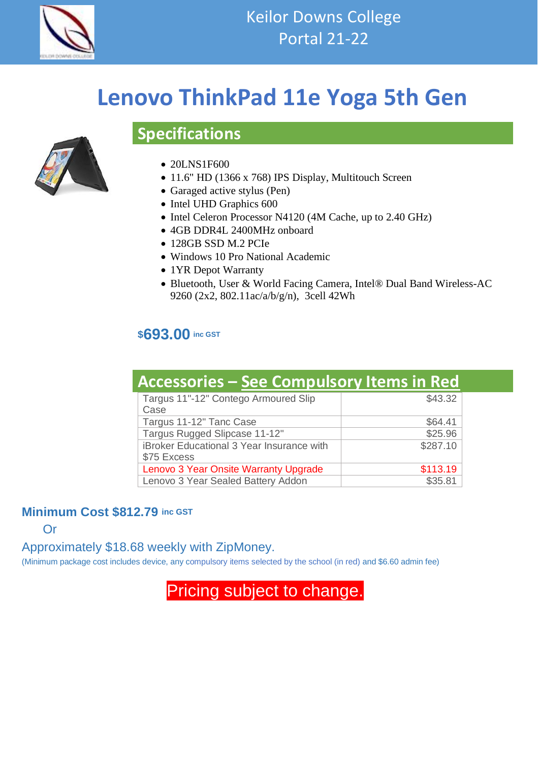Keilor Downs College
Portal 21-22

# Lenovo ThinkPad 11e Yoga 5th Gen

## Specifications

- 20LNS1F600
- 11.6" HD (1366 x 768) IPS Display, Multitouch Screen
- Garaged active stylus (Pen)
- Intel UHD Graphics 600
- Intel Celeron Processor N4120 (4M Cache, up to 2.40 GHz)
- 4GB DDR4L 2400MHz onboard
- 128GB SSD M.2 PCIe
- Windows 10 Pro National Academic
- 1YR Depot Warranty
- Bluetooth, User & World Facing Camera, Intel® Dual Band Wireless-AC 9260 (2x2, 802.11ac/a/b/g/n), 3cell 42Wh

**$693.00** inc GST

## Accessories – See Compulsory Items in Red

| | |
|---|---|
| Targus 11"-12" Contego Armoured Slip Case | $43.32 |
| Targus 11-12" Tanc Case | $64.41 |
| Targus Rugged Slipcase 11-12" | $25.96 |
| iBroker Educational 3 Year Insurance with $75 Excess | $287.10 |
| Lenovo 3 Year Onsite Warranty Upgrade | $113.19 |
| Lenovo 3 Year Sealed Battery Addon | $35.81 |

**Minimum Cost $812.79** inc GST

Or

Approximately $18.68 weekly with ZipMoney.

(Minimum package cost includes device, any compulsory items selected by the school (in red) and $6.60 admin fee)

Pricing subject to change.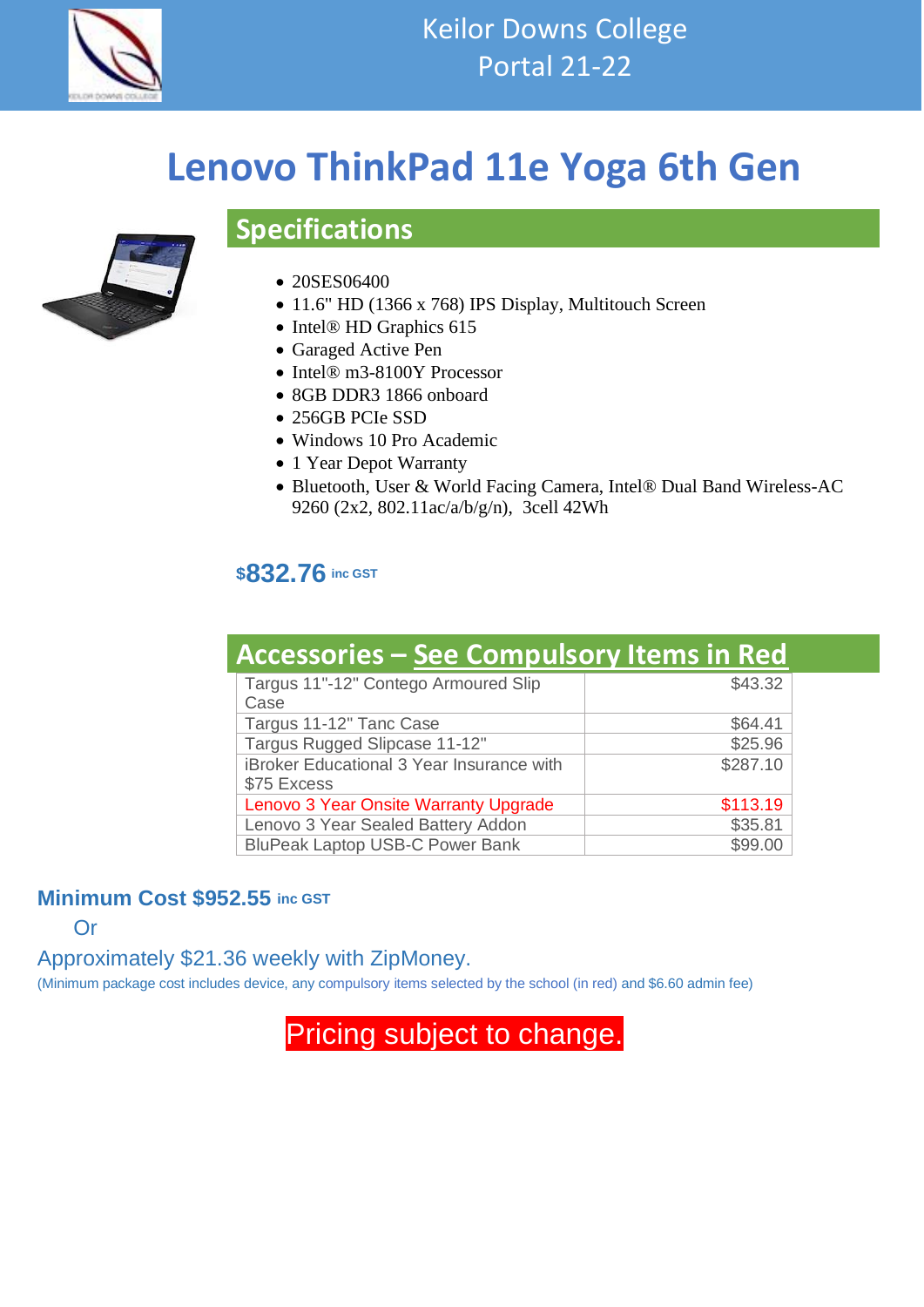Keilor Downs College
Portal 21-22

# Lenovo ThinkPad 11e Yoga 6th Gen

## Specifications

- 20SES06400
- 11.6" HD (1366 x 768) IPS Display, Multitouch Screen
- Intel® HD Graphics 615
- Garaged Active Pen
- Intel® m3-8100Y Processor
- 8GB DDR3 1866 onboard
- 256GB PCIe SSD
- Windows 10 Pro Academic
- 1 Year Depot Warranty
- Bluetooth, User & World Facing Camera, Intel® Dual Band Wireless-AC 9260 (2x2, 802.11ac/a/b/g/n), 3cell 42Wh

**$832.76** inc GST

## Accessories – See Compulsory Items in Red

| | |
|---|---|
| Targus 11"-12" Contego Armoured Slip Case | $43.32 |
| Targus 11-12" Tanc Case | $64.41 |
| Targus Rugged Slipcase 11-12" | $25.96 |
| iBroker Educational 3 Year Insurance with $75 Excess | $287.10 |
| Lenovo 3 Year Onsite Warranty Upgrade | $113.19 |
| Lenovo 3 Year Sealed Battery Addon | $35.81 |
| BluPeak Laptop USB-C Power Bank | $99.00 |

**Minimum Cost $952.55** inc GST

Or

Approximately $21.36 weekly with ZipMoney.

(Minimum package cost includes device, any compulsory items selected by the school (in red) and $6.60 admin fee)

Pricing subject to change.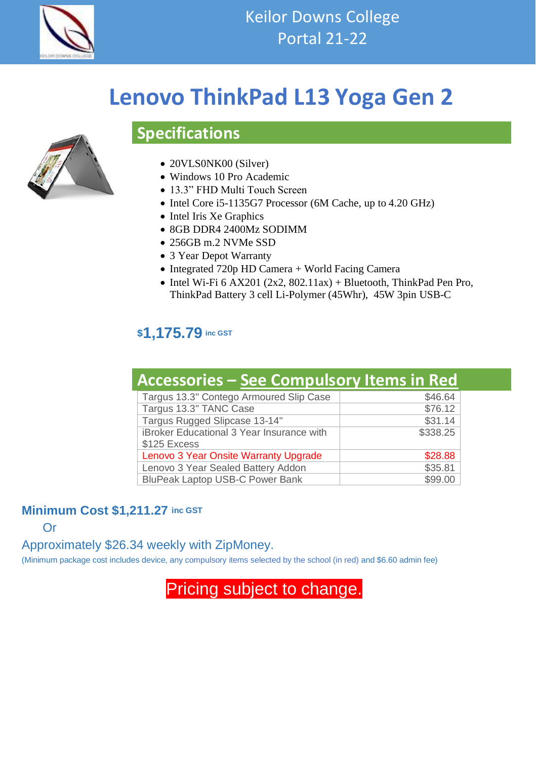Keilor Downs College
Portal 21-22

# Lenovo ThinkPad L13 Yoga Gen 2

## Specifications

- 20VLS0NK00 (Silver)
- Windows 10 Pro Academic
- 13.3" FHD Multi Touch Screen
- Intel Core i5-1135G7 Processor (6M Cache, up to 4.20 GHz)
- Intel Iris Xe Graphics
- 8GB DDR4 2400Mz SODIMM
- 256GB m.2 NVMe SSD
- 3 Year Depot Warranty
- Integrated 720p HD Camera + World Facing Camera
- Intel Wi-Fi 6 AX201 (2x2, 802.11ax) + Bluetooth, ThinkPad Pen Pro, ThinkPad Battery 3 cell Li-Polymer (45Whr), 45W 3pin USB-C

**$1,175.79** inc GST

## Accessories – See Compulsory Items in Red

| | |
|---|---|
| Targus 13.3" Contego Armoured Slip Case | $46.64 |
| Targus 13.3" TANC Case | $76.12 |
| Targus Rugged Slipcase 13-14" | $31.14 |
| iBroker Educational 3 Year Insurance with $125 Excess | $338.25 |
| Lenovo 3 Year Onsite Warranty Upgrade | $28.88 |
| Lenovo 3 Year Sealed Battery Addon | $35.81 |
| BluPeak Laptop USB-C Power Bank | $99.00 |

**Minimum Cost $1,211.27** inc GST

Or

Approximately $26.34 weekly with ZipMoney.

(Minimum package cost includes device, any compulsory items selected by the school (in red) and $6.60 admin fee)

Pricing subject to change.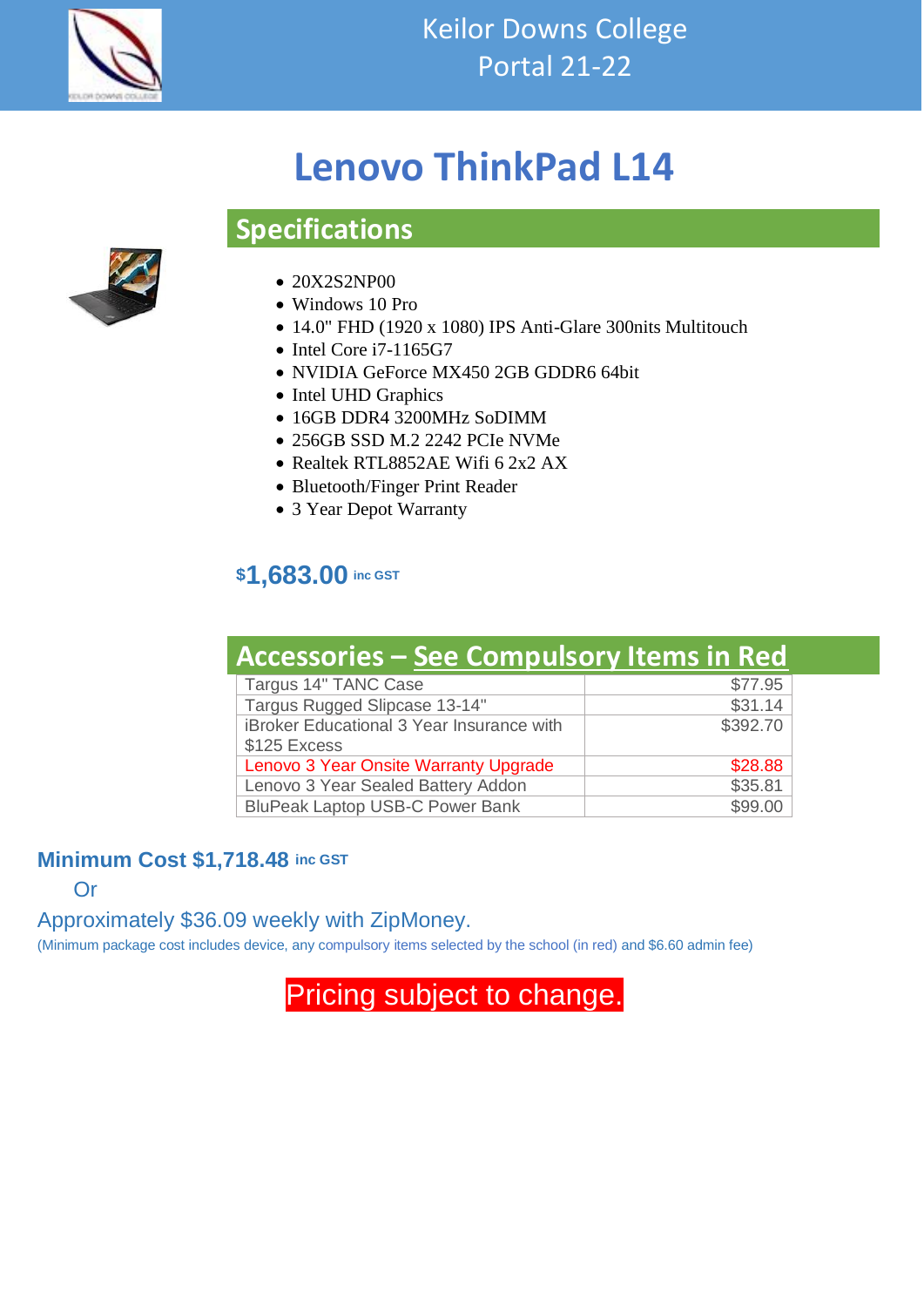# Lenovo ThinkPad L14

## Specifications

- 20X2S2NP00
- Windows 10 Pro
- 14.0" FHD (1920 x 1080) IPS Anti-Glare 300nits Multitouch
- Intel Core i7-1165G7
- NVIDIA GeForce MX450 2GB GDDR6 64bit
- Intel UHD Graphics
- 16GB DDR4 3200MHz SoDIMM
- 256GB SSD M.2 2242 PCIe NVMe
- Realtek RTL8852AE Wifi 6 2x2 AX
- Bluetooth/Finger Print Reader
- 3 Year Depot Warranty

**$1,683.00** inc GST

## Accessories – See Compulsory Items in Red

| | |
|---|---|
| Targus 14" TANC Case | $77.95 |
| Targus Rugged Slipcase 13-14" | $31.14 |
| iBroker Educational 3 Year Insurance with $125 Excess | $392.70 |
| Lenovo 3 Year Onsite Warranty Upgrade | $28.88 |
| Lenovo 3 Year Sealed Battery Addon | $35.81 |
| BluPeak Laptop USB-C Power Bank | $99.00 |

**Minimum Cost $1,718.48** inc GST

Or

Approximately $36.09 weekly with ZipMoney.

(Minimum package cost includes device, any compulsory items selected by the school (in red) and $6.60 admin fee)

Pricing subject to change.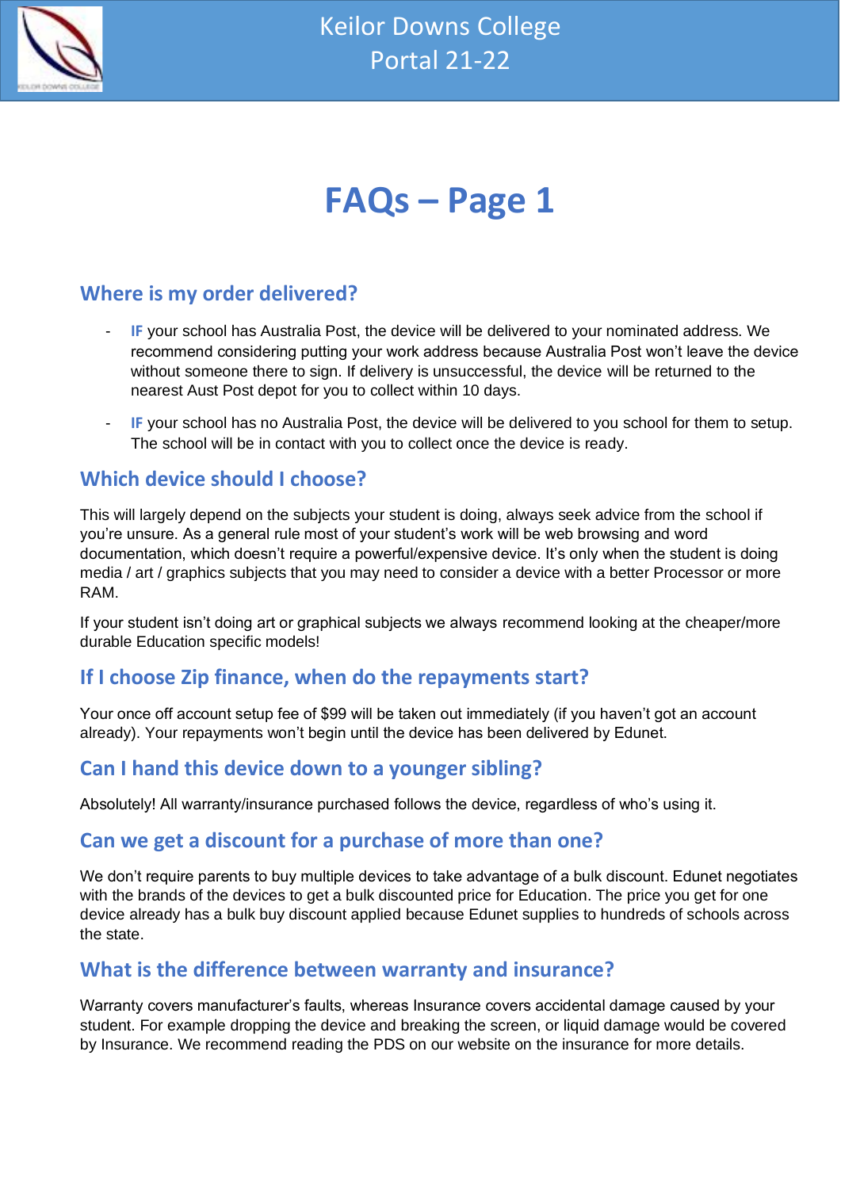# FAQs – Page 1

## Where is my order delivered?

- **IF** your school has Australia Post, the device will be delivered to your nominated address. We recommend considering putting your work address because Australia Post won't leave the device without someone there to sign. If delivery is unsuccessful, the device will be returned to the nearest Aust Post depot for you to collect within 10 days.
- **IF** your school has no Australia Post, the device will be delivered to you school for them to setup. The school will be in contact with you to collect once the device is ready.

## Which device should I choose?

This will largely depend on the subjects your student is doing, always seek advice from the school if you're unsure. As a general rule most of your student's work will be web browsing and word documentation, which doesn't require a powerful/expensive device. It's only when the student is doing media / art / graphics subjects that you may need to consider a device with a better Processor or more RAM.

If your student isn't doing art or graphical subjects we always recommend looking at the cheaper/more durable Education specific models!

## If I choose Zip finance, when do the repayments start?

Your once off account setup fee of $99 will be taken out immediately (if you haven't got an account already). Your repayments won't begin until the device has been delivered by Edunet.

## Can I hand this device down to a younger sibling?

Absolutely! All warranty/insurance purchased follows the device, regardless of who's using it.

## Can we get a discount for a purchase of more than one?

We don't require parents to buy multiple devices to take advantage of a bulk discount. Edunet negotiates with the brands of the devices to get a bulk discounted price for Education. The price you get for one device already has a bulk buy discount applied because Edunet supplies to hundreds of schools across the state.

## What is the difference between warranty and insurance?

Warranty covers manufacturer's faults, whereas Insurance covers accidental damage caused by your student. For example dropping the device and breaking the screen, or liquid damage would be covered by Insurance. We recommend reading the PDS on our website on the insurance for more details.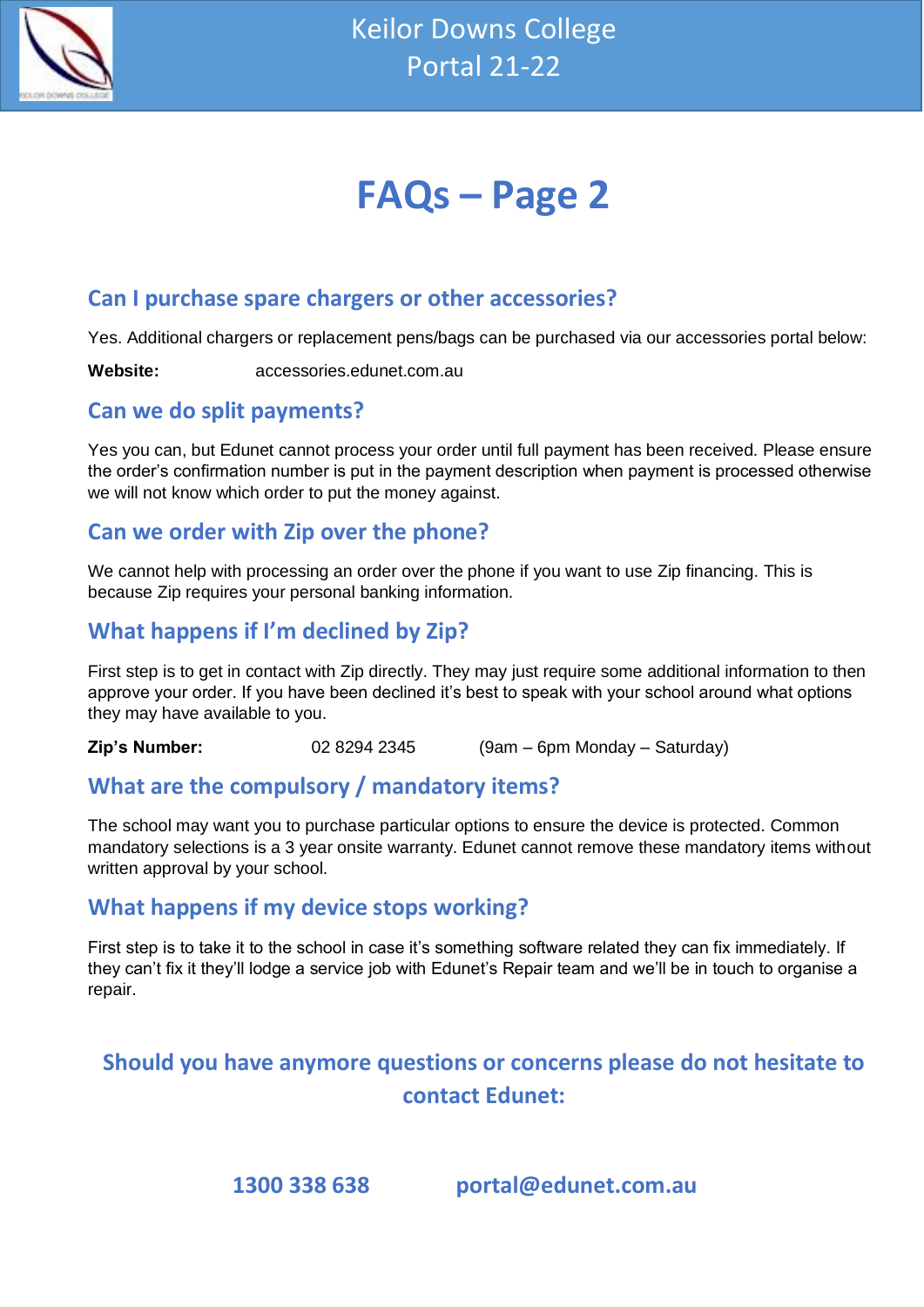# FAQs – Page 2

## Can I purchase spare chargers or other accessories?

Yes. Additional chargers or replacement pens/bags can be purchased via our accessories portal below:

**Website:** accessories.edunet.com.au

## Can we do split payments?

Yes you can, but Edunet cannot process your order until full payment has been received. Please ensure the order's confirmation number is put in the payment description when payment is processed otherwise we will not know which order to put the money against.

## Can we order with Zip over the phone?

We cannot help with processing an order over the phone if you want to use Zip financing. This is because Zip requires your personal banking information.

## What happens if I'm declined by Zip?

First step is to get in contact with Zip directly. They may just require some additional information to then approve your order. If you have been declined it's best to speak with your school around what options they may have available to you.

**Zip's Number:** 02 8294 2345 (9am – 6pm Monday – Saturday)

## What are the compulsory / mandatory items?

The school may want you to purchase particular options to ensure the device is protected. Common mandatory selections is a 3 year onsite warranty. Edunet cannot remove these mandatory items without written approval by your school.

## What happens if my device stops working?

First step is to take it to the school in case it's something software related they can fix immediately. If they can't fix it they'll lodge a service job with Edunet's Repair team and we'll be in touch to organise a repair.

**Should you have anymore questions or concerns please do not hesitate to contact Edunet:**

**1300 338 638** **portal@edunet.com.au**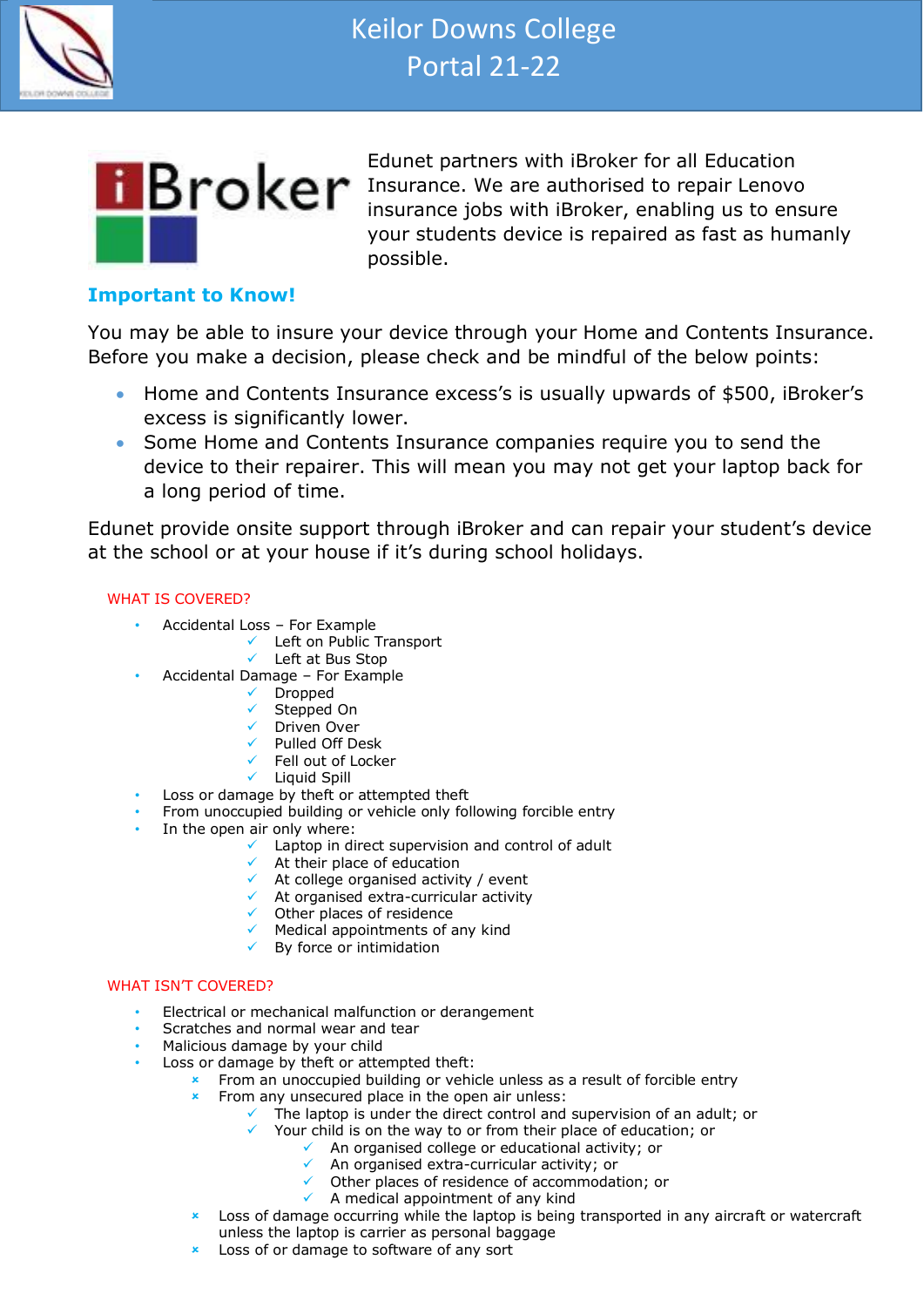# Keilor Downs College
# Portal 21-22

iBroker

Edunet partners with iBroker for all Education Insurance. We are authorised to repair Lenovo insurance jobs with iBroker, enabling us to ensure your students device is repaired as fast as humanly possible.

## Important to Know!

You may be able to insure your device through your Home and Contents Insurance. Before you make a decision, please check and be mindful of the below points:

- Home and Contents Insurance excess's is usually upwards of $500, iBroker's excess is significantly lower.
- Some Home and Contents Insurance companies require you to send the device to their repairer. This will mean you may not get your laptop back for a long period of time.

Edunet provide onsite support through iBroker and can repair your student's device at the school or at your house if it's during school holidays.

### WHAT IS COVERED?

- Accidental Loss – For Example
  - ✓ Left on Public Transport
  - ✓ Left at Bus Stop
- Accidental Damage – For Example
  - ✓ Dropped
  - ✓ Stepped On
  - ✓ Driven Over
  - ✓ Pulled Off Desk
  - ✓ Fell out of Locker
  - ✓ Liquid Spill
- Loss or damage by theft or attempted theft
- From unoccupied building or vehicle only following forcible entry
- In the open air only where:
  - ✓ Laptop in direct supervision and control of adult
  - ✓ At their place of education
  - ✓ At college organised activity / event
  - ✓ At organised extra-curricular activity
  - ✓ Other places of residence
  - ✓ Medical appointments of any kind
  - ✓ By force or intimidation

### WHAT ISN'T COVERED?

- Electrical or mechanical malfunction or derangement
- Scratches and normal wear and tear
- Malicious damage by your child
- Loss or damage by theft or attempted theft:
  - ✗ From an unoccupied building or vehicle unless as a result of forcible entry
  - ✗ From any unsecured place in the open air unless:
    - ✓ The laptop is under the direct control and supervision of an adult; or
    - ✓ Your child is on the way to or from their place of education; or
      - ✓ An organised college or educational activity; or
      - ✓ An organised extra-curricular activity; or
      - ✓ Other places of residence of accommodation; or
      - ✓ A medical appointment of any kind
  - ✗ Loss of damage occurring while the laptop is being transported in any aircraft or watercraft unless the laptop is carrier as personal baggage
  - ✗ Loss of or damage to software of any sort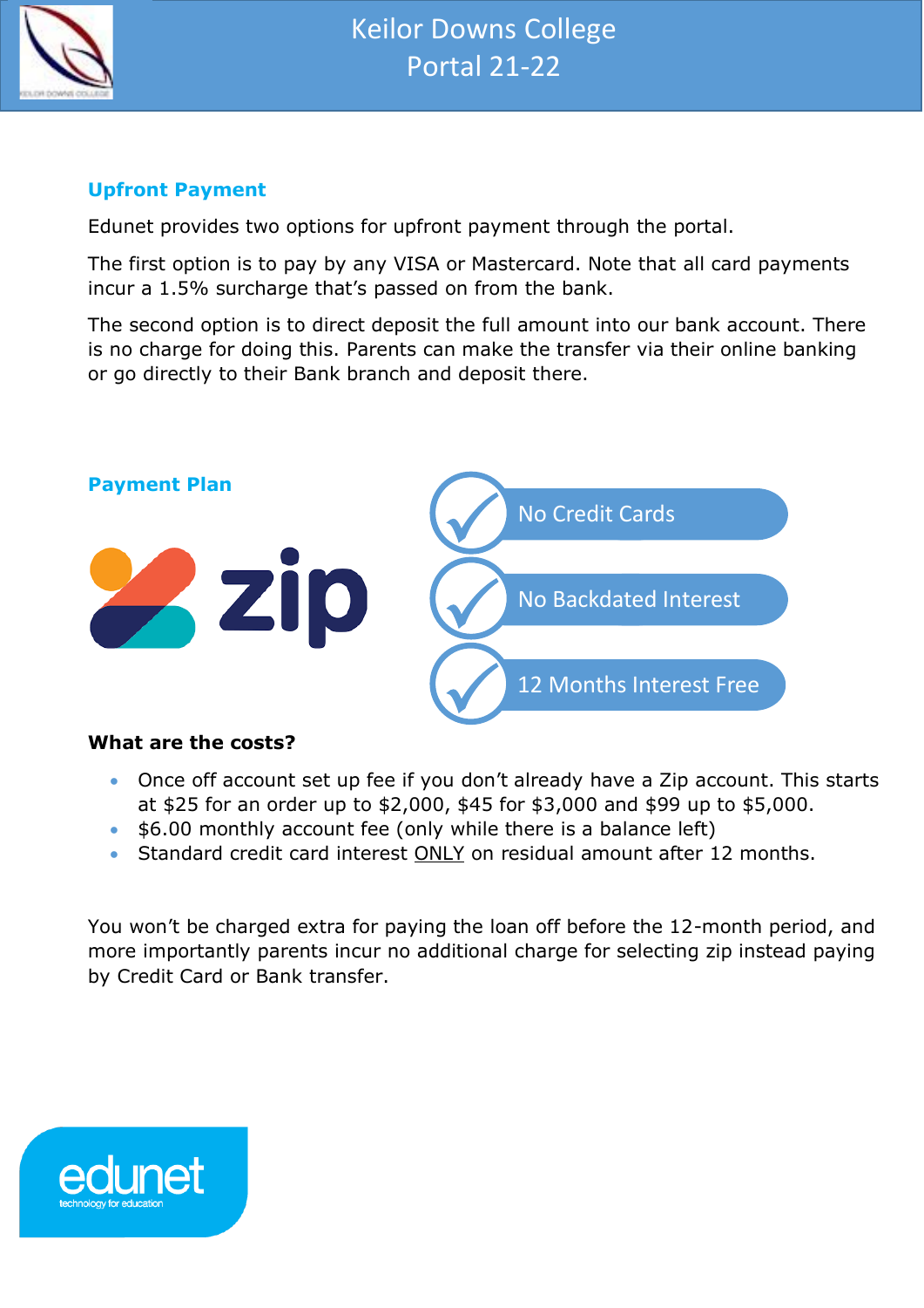# Keilor Downs College
# Portal 21-22

## Upfront Payment

Edunet provides two options for upfront payment through the portal.

The first option is to pay by any VISA or Mastercard. Note that all card payments incur a 1.5% surcharge that's passed on from the bank.

The second option is to direct deposit the full amount into our bank account. There is no charge for doing this. Parents can make the transfer via their online banking or go directly to their Bank branch and deposit there.

## Payment Plan

zip

- No Credit Cards
- No Backdated Interest
- 12 Months Interest Free

**What are the costs?**

- Once off account set up fee if you don't already have a Zip account. This starts at $25 for an order up to $2,000, $45 for $3,000 and $99 up to $5,000.
- $6.00 monthly account fee (only while there is a balance left)
- Standard credit card interest ONLY on residual amount after 12 months.

You won't be charged extra for paying the loan off before the 12-month period, and more importantly parents incur no additional charge for selecting zip instead paying by Credit Card or Bank transfer.

edunet
technology for education